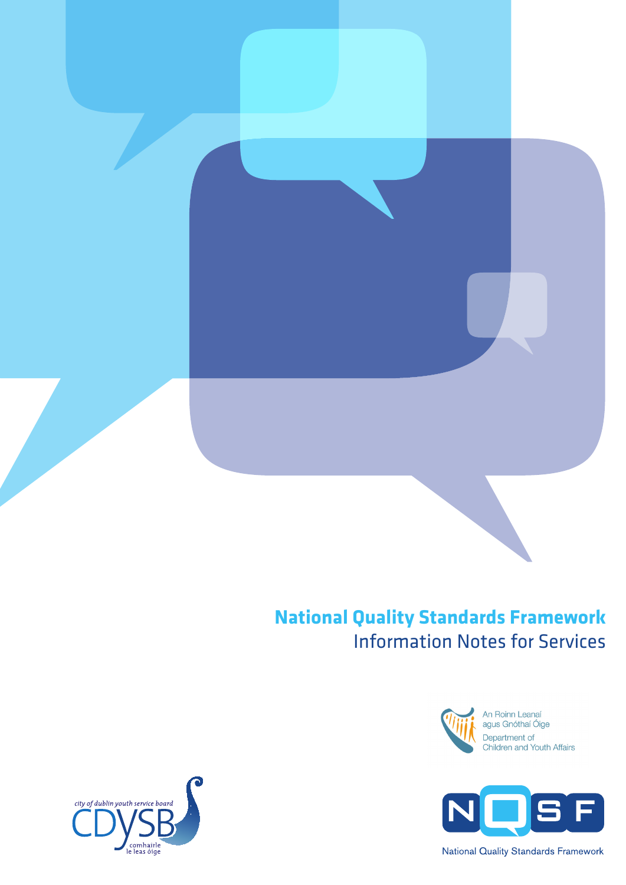# National Quality Standards Framework

## Information Notes for Services

An Roinn Leanaí agus Gnóthaí Óige

Department of Children and Youth Affairs

NQSF

National Quality Standards Framework

city of dublin youth service board

CDYSB

comhairle le leas óige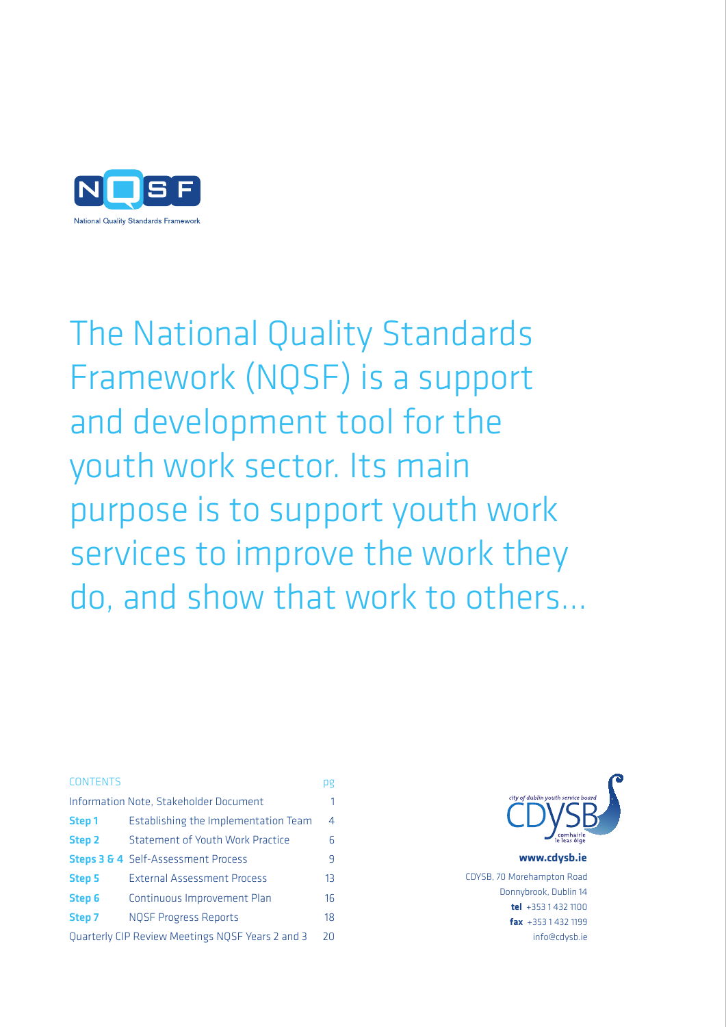NQSF

National Quality Standards Framework

# The National Quality Standards Framework (NQSF) is a support and development tool for the youth work sector. Its main purpose is to support youth work services to improve the work they do, and show that work to others...

| CONTENTS | | pg |
|---|---|---|
| Information Note, Stakeholder Document | | 1 |
| **Step 1** | Establishing the Implementation Team | 4 |
| **Step 2** | Statement of Youth Work Practice | 6 |
| **Steps 3 & 4** | Self-Assessment Process | 9 |
| **Step 5** | External Assessment Process | 13 |
| **Step 6** | Continuous Improvement Plan | 16 |
| **Step 7** | NQSF Progress Reports | 18 |
| Quarterly CIP Review Meetings NQSF Years 2 and 3 | | 20 |

city of dublin youth service board

CDYSB

comhairle le leas óige

**www.cdysb.ie**

CDYSB, 70 Morehampton Road
Donnybrook, Dublin 14
**tel** +353 1 432 1100
**fax** +353 1 432 1199
info@cdysb.ie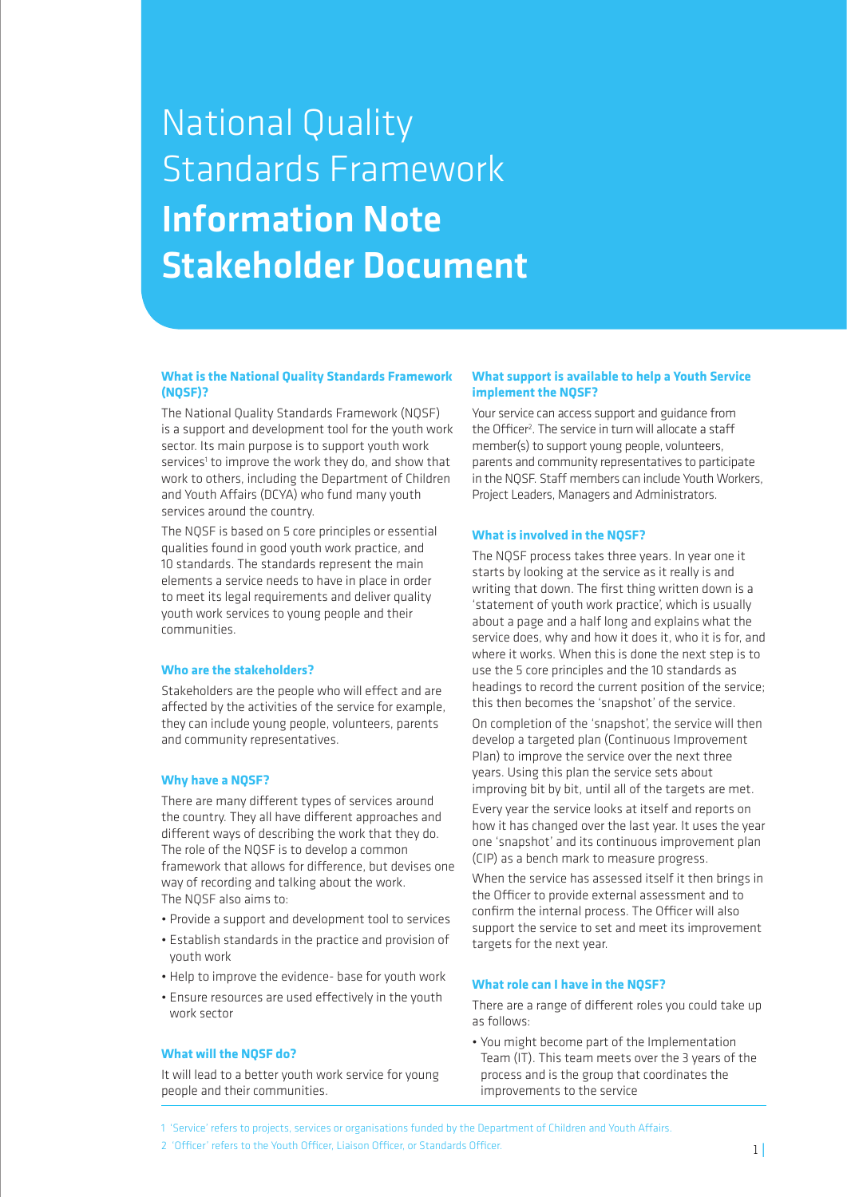# National Quality Standards Framework

# Information Note Stakeholder Document

### What is the National Quality Standards Framework (NQSF)?

The National Quality Standards Framework (NQSF) is a support and development tool for the youth work sector. Its main purpose is to support youth work services[1] to improve the work they do, and show that work to others, including the Department of Children and Youth Affairs (DCYA) who fund many youth services around the country.

The NQSF is based on 5 core principles or essential qualities found in good youth work practice, and 10 standards. The standards represent the main elements a service needs to have in place in order to meet its legal requirements and deliver quality youth work services to young people and their communities.

### Who are the stakeholders?

Stakeholders are the people who will effect and are affected by the activities of the service for example, they can include young people, volunteers, parents and community representatives.

### Why have a NQSF?

There are many different types of services around the country. They all have different approaches and different ways of describing the work that they do. The role of the NQSF is to develop a common framework that allows for difference, but devises one way of recording and talking about the work. The NQSF also aims to:

- Provide a support and development tool to services
- Establish standards in the practice and provision of youth work
- Help to improve the evidence- base for youth work
- Ensure resources are used effectively in the youth work sector

### What will the NQSF do?

It will lead to a better youth work service for young people and their communities.

### What support is available to help a Youth Service implement the NQSF?

Your service can access support and guidance from the Officer[2]. The service in turn will allocate a staff member(s) to support young people, volunteers, parents and community representatives to participate in the NQSF. Staff members can include Youth Workers, Project Leaders, Managers and Administrators.

### What is involved in the NQSF?

The NQSF process takes three years. In year one it starts by looking at the service as it really is and writing that down. The first thing written down is a 'statement of youth work practice', which is usually about a page and a half long and explains what the service does, why and how it does it, who it is for, and where it works. When this is done the next step is to use the 5 core principles and the 10 standards as headings to record the current position of the service; this then becomes the 'snapshot' of the service.

On completion of the 'snapshot', the service will then develop a targeted plan (Continuous Improvement Plan) to improve the service over the next three years. Using this plan the service sets about improving bit by bit, until all of the targets are met.

Every year the service looks at itself and reports on how it has changed over the last year. It uses the year one 'snapshot' and its continuous improvement plan (CIP) as a bench mark to measure progress.

When the service has assessed itself it then brings in the Officer to provide external assessment and to confirm the internal process. The Officer will also support the service to set and meet its improvement targets for the next year.

### What role can I have in the NQSF?

There are a range of different roles you could take up as follows:

- You might become part of the Implementation Team (IT). This team meets over the 3 years of the process and is the group that coordinates the improvements to the service

---

1 'Service' refers to projects, services or organisations funded by the Department of Children and Youth Affairs.

2 'Officer' refers to the Youth Officer, Liaison Officer, or Standards Officer.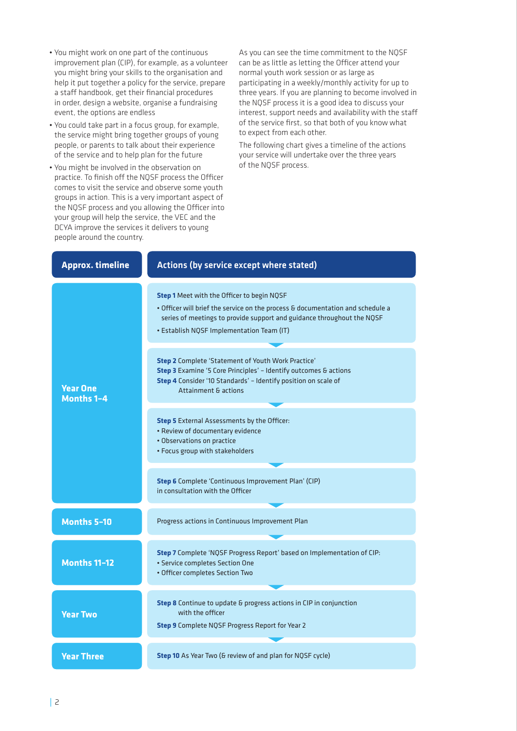- You might work on one part of the continuous improvement plan (CIP), for example, as a volunteer you might bring your skills to the organisation and help it put together a policy for the service, prepare a staff handbook, get their financial procedures in order, design a website, organise a fundraising event, the options are endless
- You could take part in a focus group, for example, the service might bring together groups of young people, or parents to talk about their experience of the service and to help plan for the future
- You might be involved in the observation on practice. To finish off the NQSF process the Officer comes to visit the service and observe some youth groups in action. This is a very important aspect of the NQSF process and you allowing the Officer into your group will help the service, the VEC and the DCYA improve the services it delivers to young people around the country.

As you can see the time commitment to the NQSF can be as little as letting the Officer attend your normal youth work session or as large as participating in a weekly/monthly activity for up to three years. If you are planning to become involved in the NQSF process it is a good idea to discuss your interest, support needs and availability with the staff of the service first, so that both of you know what to expect from each other.

The following chart gives a timeline of the actions your service will undertake over the three years of the NQSF process.

| Approx. timeline | Actions (by service except where stated) |
|---|---|
| Year One Months 1–4 | **Step 1** Meet with the Officer to begin NQSF<br>• Officer will brief the service on the process & documentation and schedule a series of meetings to provide support and guidance throughout the NQSF<br>• Establish NQSF Implementation Team (IT) |
| | **Step 2** Complete 'Statement of Youth Work Practice'<br>**Step 3** Examine '5 Core Principles' – Identify outcomes & actions<br>**Step 4** Consider '10 Standards' – Identify position on scale of Attainment & actions |
| | **Step 5** External Assessments by the Officer:<br>• Review of documentary evidence<br>• Observations on practice<br>• Focus group with stakeholders |
| | **Step 6** Complete 'Continuous Improvement Plan' (CIP) in consultation with the Officer |
| Months 5–10 | Progress actions in Continuous Improvement Plan |
| Months 11–12 | **Step 7** Complete 'NQSF Progress Report' based on Implementation of CIP:<br>• Service completes Section One<br>• Officer completes Section Two |
| Year Two | **Step 8** Continue to update & progress actions in CIP in conjunction with the officer<br>**Step 9** Complete NQSF Progress Report for Year 2 |
| Year Three | **Step 10** As Year Two (& review of and plan for NQSF cycle) |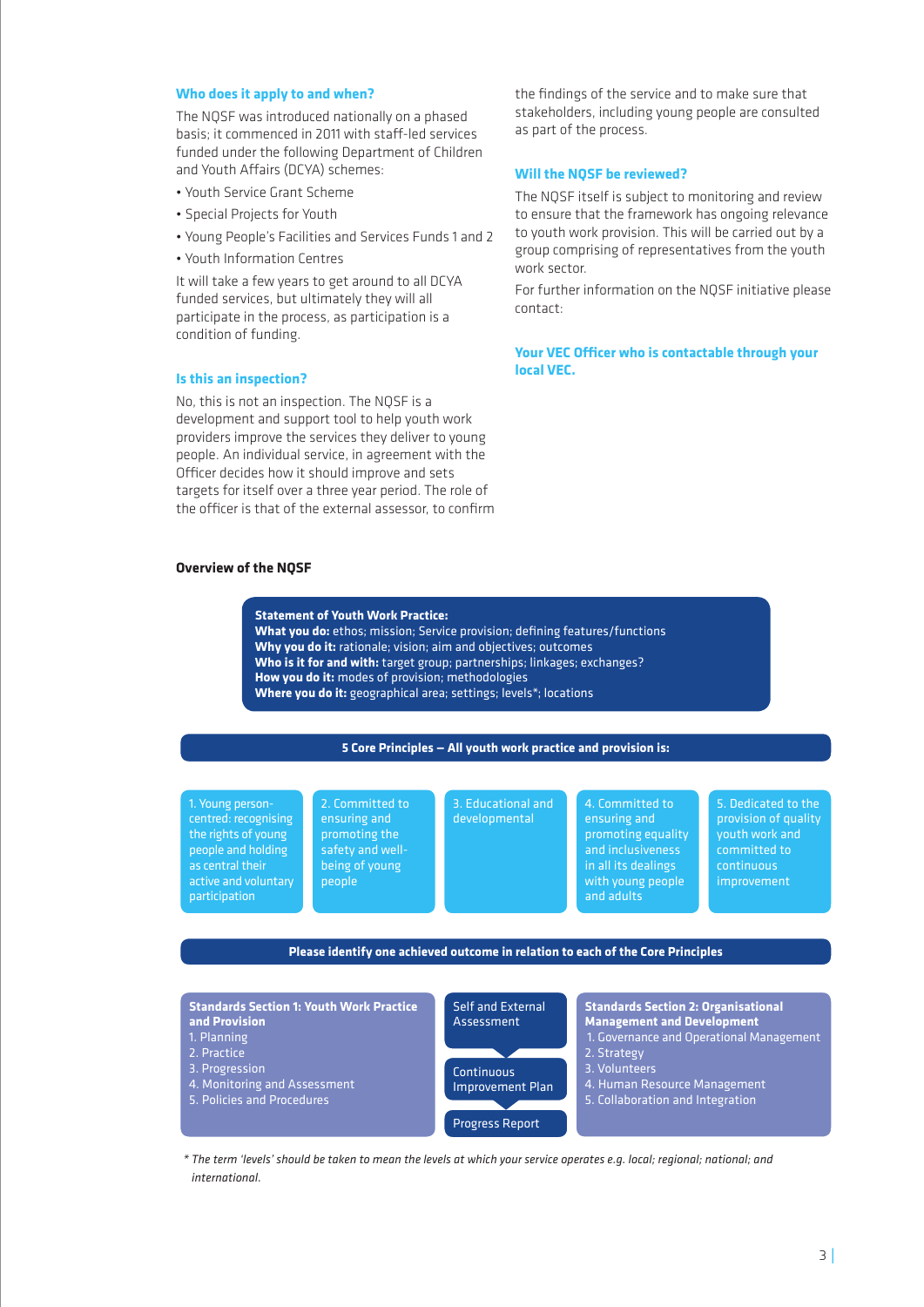### Who does it apply to and when?

The NQSF was introduced nationally on a phased basis; it commenced in 2011 with staff-led services funded under the following Department of Children and Youth Affairs (DCYA) schemes:

- Youth Service Grant Scheme
- Special Projects for Youth
- Young People's Facilities and Services Funds 1 and 2
- Youth Information Centres

It will take a few years to get around to all DCYA funded services, but ultimately they will all participate in the process, as participation is a condition of funding.

### Is this an inspection?

No, this is not an inspection. The NQSF is a development and support tool to help youth work providers improve the services they deliver to young people. An individual service, in agreement with the Officer decides how it should improve and sets targets for itself over a three year period. The role of the officer is that of the external assessor, to confirm the findings of the service and to make sure that stakeholders, including young people are consulted as part of the process.

### Will the NQSF be reviewed?

The NQSF itself is subject to monitoring and review to ensure that the framework has ongoing relevance to youth work provision. This will be carried out by a group comprising of representatives from the youth work sector.

For further information on the NQSF initiative please contact:

**Your VEC Officer who is contactable through your local VEC.**

### Overview of the NQSF

**Statement of Youth Work Practice:**
**What you do:** ethos; mission; Service provision; defining features/functions
**Why you do it:** rationale; vision; aim and objectives; outcomes
**Who is it for and with:** target group; partnerships; linkages; exchanges?
**How you do it:** modes of provision; methodologies
**Where you do it:** geographical area; settings; levels*; locations

**5 Core Principles – All youth work practice and provision is:**

1. Young person-centred: recognising the rights of young people and holding as central their active and voluntary participation
2. Committed to ensuring and promoting the safety and well-being of young people
3. Educational and developmental
4. Committed to ensuring and promoting equality and inclusiveness in all its dealings with young people and adults
5. Dedicated to the provision of quality youth work and committed to continuous improvement

**Please identify one achieved outcome in relation to each of the Core Principles**

**Standards Section 1: Youth Work Practice and Provision**
1. Planning
2. Practice
3. Progression
4. Monitoring and Assessment
5. Policies and Procedures

Self and External Assessment → Continuous Improvement Plan → Progress Report

**Standards Section 2: Organisational Management and Development**
1. Governance and Operational Management
2. Strategy
3. Volunteers
4. Human Resource Management
5. Collaboration and Integration

*\* The term 'levels' should be taken to mean the levels at which your service operates e.g. local; regional; national; and international.*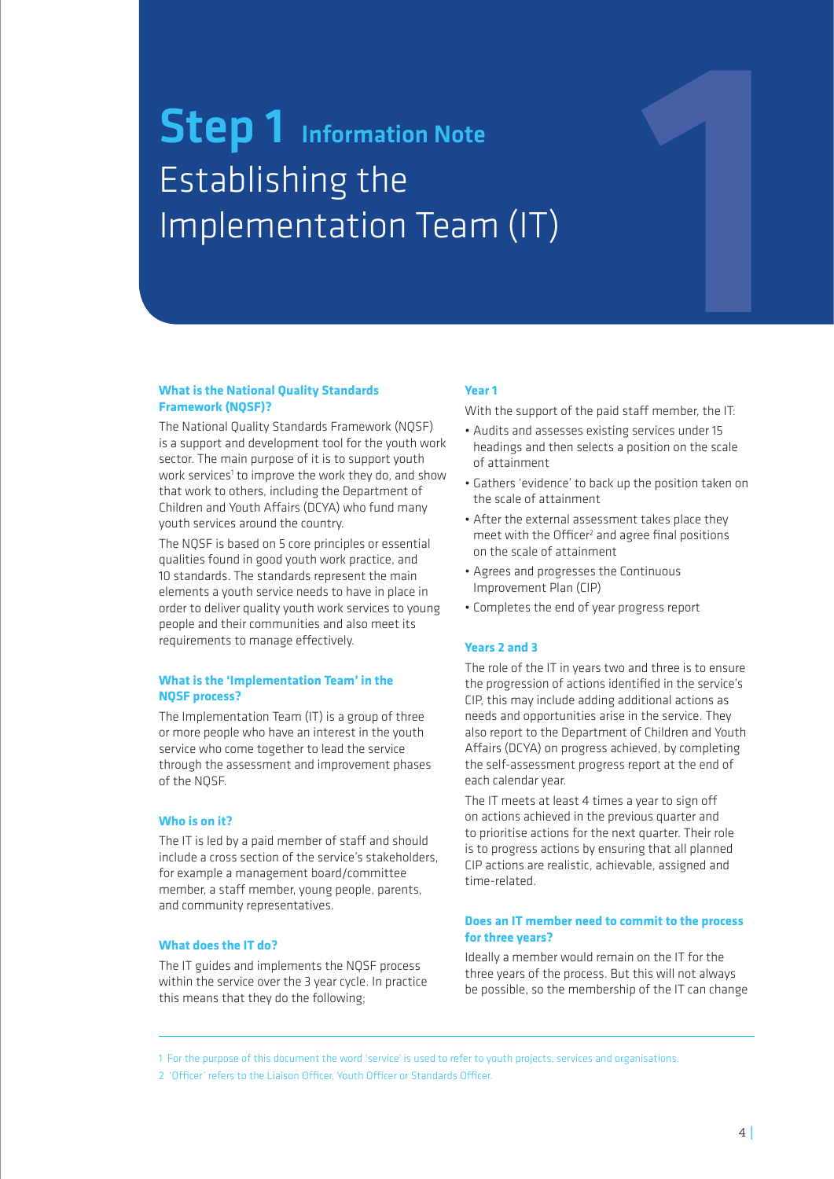# Step 1 Information Note

## Establishing the Implementation Team (IT)

### What is the National Quality Standards Framework (NQSF)?

The National Quality Standards Framework (NQSF) is a support and development tool for the youth work sector. The main purpose of it is to support youth work services[1] to improve the work they do, and show that work to others, including the Department of Children and Youth Affairs (DCYA) who fund many youth services around the country.

The NQSF is based on 5 core principles or essential qualities found in good youth work practice, and 10 standards. The standards represent the main elements a youth service needs to have in place in order to deliver quality youth work services to young people and their communities and also meet its requirements to manage effectively.

### What is the 'Implementation Team' in the NQSF process?

The Implementation Team (IT) is a group of three or more people who have an interest in the youth service who come together to lead the service through the assessment and improvement phases of the NQSF.

### Who is on it?

The IT is led by a paid member of staff and should include a cross section of the service's stakeholders, for example a management board/committee member, a staff member, young people, parents, and community representatives.

### What does the IT do?

The IT guides and implements the NQSF process within the service over the 3 year cycle. In practice this means that they do the following;

### Year 1

With the support of the paid staff member, the IT:

- Audits and assesses existing services under 15 headings and then selects a position on the scale of attainment
- Gathers 'evidence' to back up the position taken on the scale of attainment
- After the external assessment takes place they meet with the Officer[2] and agree final positions on the scale of attainment
- Agrees and progresses the Continuous Improvement Plan (CIP)
- Completes the end of year progress report

### Years 2 and 3

The role of the IT in years two and three is to ensure the progression of actions identified in the service's CIP, this may include adding additional actions as needs and opportunities arise in the service. They also report to the Department of Children and Youth Affairs (DCYA) on progress achieved, by completing the self-assessment progress report at the end of each calendar year.

The IT meets at least 4 times a year to sign off on actions achieved in the previous quarter and to prioritise actions for the next quarter. Their role is to progress actions by ensuring that all planned CIP actions are realistic, achievable, assigned and time-related.

### Does an IT member need to commit to the process for three years?

Ideally a member would remain on the IT for the three years of the process. But this will not always be possible, so the membership of the IT can change

---

1 For the purpose of this document the word 'service' is used to refer to youth projects, services and organisations.

2 'Officer' refers to the Liaison Officer, Youth Officer or Standards Officer.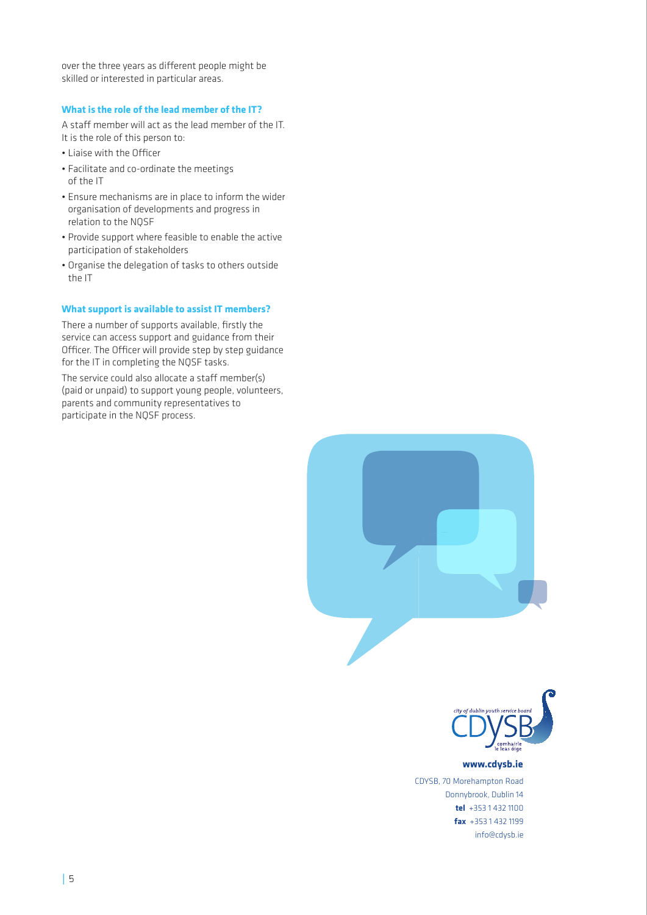over the three years as different people might be skilled or interested in particular areas.

### What is the role of the lead member of the IT?

A staff member will act as the lead member of the IT. It is the role of this person to:

- Liaise with the Officer
- Facilitate and co-ordinate the meetings of the IT
- Ensure mechanisms are in place to inform the wider organisation of developments and progress in relation to the NQSF
- Provide support where feasible to enable the active participation of stakeholders
- Organise the delegation of tasks to others outside the IT

### What support is available to assist IT members?

There a number of supports available, firstly the service can access support and guidance from their Officer. The Officer will provide step by step guidance for the IT in completing the NQSF tasks.

The service could also allocate a staff member(s) (paid or unpaid) to support young people, volunteers, parents and community representatives to participate in the NQSF process.

city of dublin youth service board
CDYSB
comhairle le leas óige

**www.cdysb.ie**

CDYSB, 70 Morehampton Road
Donnybrook, Dublin 14
**tel** +353 1 432 1100
**fax** +353 1 432 1199
info@cdysb.ie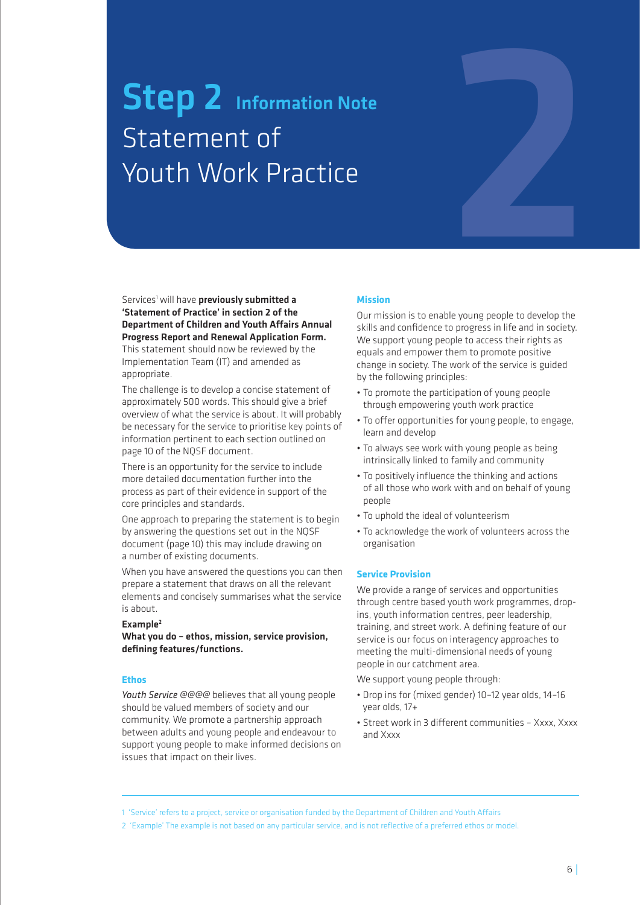# Step 2 Information Note

## Statement of Youth Work Practice

Services[1] will have **previously submitted a 'Statement of Practice' in section 2 of the Department of Children and Youth Affairs Annual Progress Report and Renewal Application Form.** This statement should now be reviewed by the Implementation Team (IT) and amended as appropriate.

The challenge is to develop a concise statement of approximately 500 words. This should give a brief overview of what the service is about. It will probably be necessary for the service to prioritise key points of information pertinent to each section outlined on page 10 of the NQSF document.

There is an opportunity for the service to include more detailed documentation further into the process as part of their evidence in support of the core principles and standards.

One approach to preparing the statement is to begin by answering the questions set out in the NQSF document (page 10) this may include drawing on a number of existing documents.

When you have answered the questions you can then prepare a statement that draws on all the relevant elements and concisely summarises what the service is about.

**Example[2]**

**What you do – ethos, mission, service provision, defining features/functions.**

### Ethos

*Youth Service* @@@@ believes that all young people should be valued members of society and our community. We promote a partnership approach between adults and young people and endeavour to support young people to make informed decisions on issues that impact on their lives.

### Mission

Our mission is to enable young people to develop the skills and confidence to progress in life and in society. We support young people to access their rights as equals and empower them to promote positive change in society. The work of the service is guided by the following principles:

- To promote the participation of young people through empowering youth work practice
- To offer opportunities for young people, to engage, learn and develop
- To always see work with young people as being intrinsically linked to family and community
- To positively influence the thinking and actions of all those who work with and on behalf of young people
- To uphold the ideal of volunteerism
- To acknowledge the work of volunteers across the organisation

### Service Provision

We provide a range of services and opportunities through centre based youth work programmes, drop-ins, youth information centres, peer leadership, training, and street work. A defining feature of our service is our focus on interagency approaches to meeting the multi-dimensional needs of young people in our catchment area.

We support young people through:

- Drop ins for (mixed gender) 10–12 year olds, 14–16 year olds, 17+
- Street work in 3 different communities – Xxxx, Xxxx and Xxxx

---

1 'Service' refers to a project, service or organisation funded by the Department of Children and Youth Affairs

2 'Example' The example is not based on any particular service, and is not reflective of a preferred ethos or model.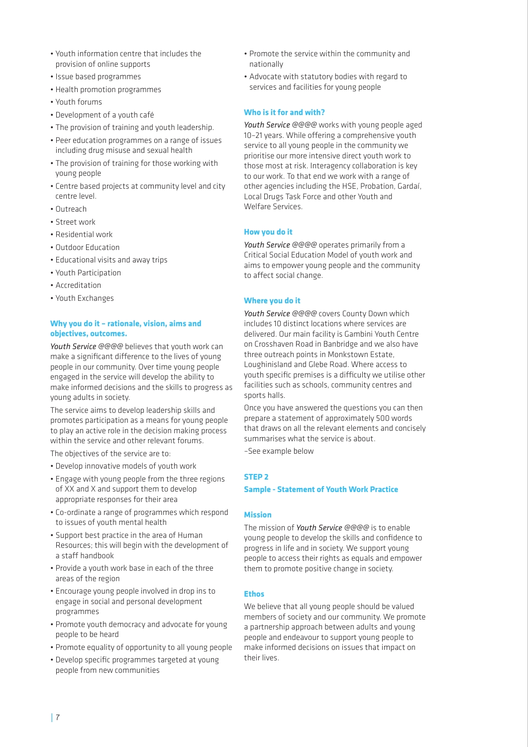- Youth information centre that includes the provision of online supports
- Issue based programmes
- Health promotion programmes
- Youth forums
- Development of a youth café
- The provision of training and youth leadership.
- Peer education programmes on a range of issues including drug misuse and sexual health
- The provision of training for those working with young people
- Centre based projects at community level and city centre level.
- Outreach
- Street work
- Residential work
- Outdoor Education
- Educational visits and away trips
- Youth Participation
- Accreditation
- Youth Exchanges

**Why you do it – rationale, vision, aims and objectives, outcomes.**

*Youth Service* @@@ believes that youth work can make a significant difference to the lives of young people in our community. Over time young people engaged in the service will develop the ability to make informed decisions and the skills to progress as young adults in society.

The service aims to develop leadership skills and promotes participation as a means for young people to play an active role in the decision making process within the service and other relevant forums.

The objectives of the service are to:

- Develop innovative models of youth work
- Engage with young people from the three regions of XX and X and support them to develop appropriate responses for their area
- Co-ordinate a range of programmes which respond to issues of youth mental health
- Support best practice in the area of Human Resources; this will begin with the development of a staff handbook
- Provide a youth work base in each of the three areas of the region
- Encourage young people involved in drop ins to engage in social and personal development programmes
- Promote youth democracy and advocate for young people to be heard
- Promote equality of opportunity to all young people
- Develop specific programmes targeted at young people from new communities
- Promote the service within the community and nationally
- Advocate with statutory bodies with regard to services and facilities for young people

**Who is it for and with?**

*Youth Service* @@@ works with young people aged 10–21 years. While offering a comprehensive youth service to all young people in the community we prioritise our more intensive direct youth work to those most at risk. Interagency collaboration is key to our work. To that end we work with a range of other agencies including the HSE, Probation, Gardaí, Local Drugs Task Force and other Youth and Welfare Services.

**How you do it**

*Youth Service* @@@ operates primarily from a Critical Social Education Model of youth work and aims to empower young people and the community to affect social change.

**Where you do it**

*Youth Service* @@@ covers County Down which includes 10 distinct locations where services are delivered. Our main facility is Gambini Youth Centre on Crosshaven Road in Banbridge and we also have three outreach points in Monkstown Estate, Loughinisland and Glebe Road. Where access to youth specific premises is a difficulty we utilise other facilities such as schools, community centres and sports halls.

Once you have answered the questions you can then prepare a statement of approximately 500 words that draws on all the relevant elements and concisely summarises what the service is about.

–See example below

**STEP 2**

**Sample - Statement of Youth Work Practice**

**Mission**

The mission of *Youth Service* @@@ is to enable young people to develop the skills and confidence to progress in life and in society. We support young people to access their rights as equals and empower them to promote positive change in society.

**Ethos**

We believe that all young people should be valued members of society and our community. We promote a partnership approach between adults and young people and endeavour to support young people to make informed decisions on issues that impact on their lives.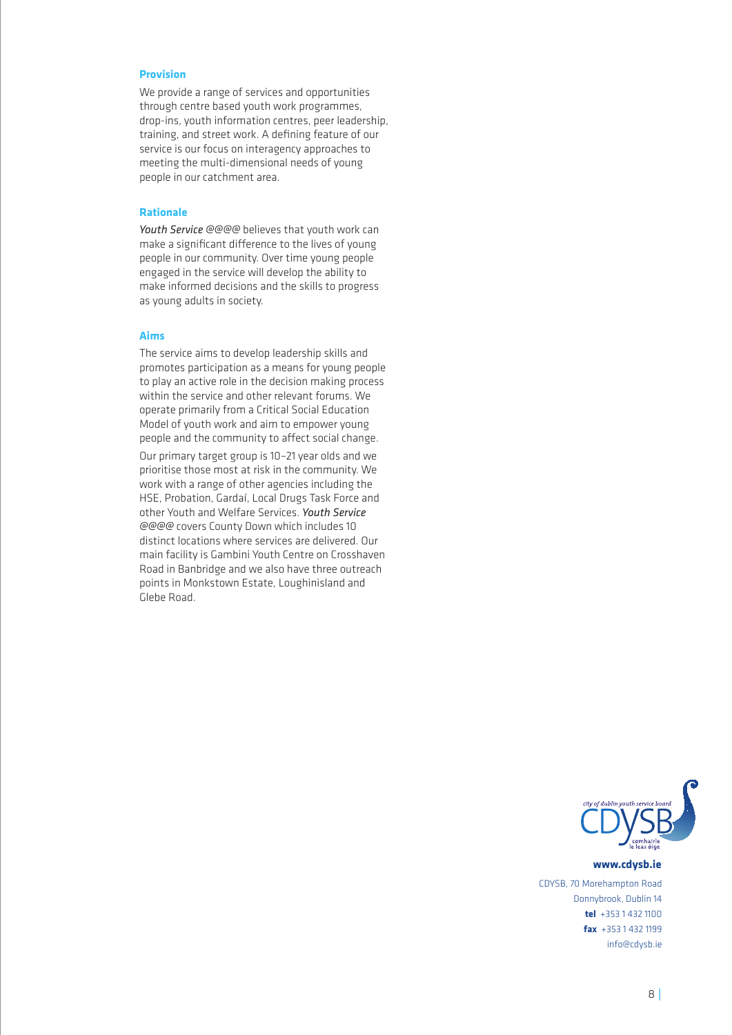**Provision**

We provide a range of services and opportunities through centre based youth work programmes, drop-ins, youth information centres, peer leadership, training, and street work. A defining feature of our service is our focus on interagency approaches to meeting the multi-dimensional needs of young people in our catchment area.

**Rationale**

*Youth Service* @@@@ believes that youth work can make a significant difference to the lives of young people in our community. Over time young people engaged in the service will develop the ability to make informed decisions and the skills to progress as young adults in society.

**Aims**

The service aims to develop leadership skills and promotes participation as a means for young people to play an active role in the decision making process within the service and other relevant forums. We operate primarily from a Critical Social Education Model of youth work and aim to empower young people and the community to affect social change.

Our primary target group is 10–21 year olds and we prioritise those most at risk in the community. We work with a range of other agencies including the HSE, Probation, Gardaí, Local Drugs Task Force and other Youth and Welfare Services. *Youth Service* @@@@ covers County Down which includes 10 distinct locations where services are delivered. Our main facility is Gambini Youth Centre on Crosshaven Road in Banbridge and we also have three outreach points in Monkstown Estate, Loughinisland and Glebe Road.

city of dublin youth service board
CDYSB
comhairle le leas óige

**www.cdysb.ie**

CDYSB, 70 Morehampton Road
Donnybrook, Dublin 14
**tel** +353 1 432 1100
**fax** +353 1 432 1199
info@cdysb.ie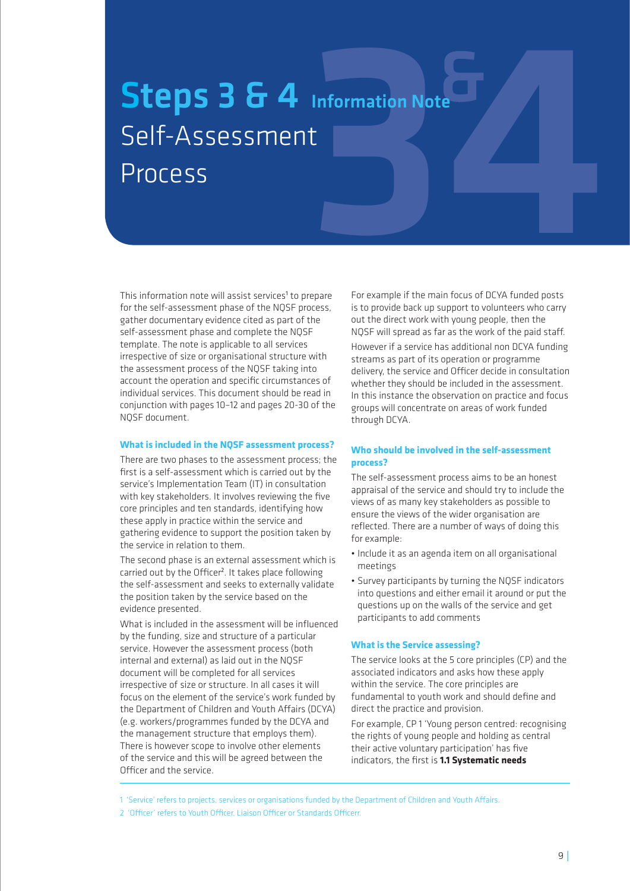# Steps 3 & 4 Information Note

## Self-Assessment Process

This information note will assist services[1] to prepare for the self-assessment phase of the NQSF process, gather documentary evidence cited as part of the self-assessment phase and complete the NQSF template. The note is applicable to all services irrespective of size or organisational structure with the assessment process of the NQSF taking into account the operation and specific circumstances of individual services. This document should be read in conjunction with pages 10–12 and pages 20-30 of the NQSF document.

### What is included in the NQSF assessment process?

There are two phases to the assessment process; the first is a self-assessment which is carried out by the service's Implementation Team (IT) in consultation with key stakeholders. It involves reviewing the five core principles and ten standards, identifying how these apply in practice within the service and gathering evidence to support the position taken by the service in relation to them.

The second phase is an external assessment which is carried out by the Officer[2]. It takes place following the self-assessment and seeks to externally validate the position taken by the service based on the evidence presented.

What is included in the assessment will be influenced by the funding, size and structure of a particular service. However the assessment process (both internal and external) as laid out in the NQSF document will be completed for all services irrespective of size or structure. In all cases it will focus on the element of the service's work funded by the Department of Children and Youth Affairs (DCYA) (e.g. workers/programmes funded by the DCYA and the management structure that employs them). There is however scope to involve other elements of the service and this will be agreed between the Officer and the service.

For example if the main focus of DCYA funded posts is to provide back up support to volunteers who carry out the direct work with young people, then the NQSF will spread as far as the work of the paid staff.

However if a service has additional non DCYA funding streams as part of its operation or programme delivery, the service and Officer decide in consultation whether they should be included in the assessment. In this instance the observation on practice and focus groups will concentrate on areas of work funded through DCYA.

### Who should be involved in the self-assessment process?

The self-assessment process aims to be an honest appraisal of the service and should try to include the views of as many key stakeholders as possible to ensure the views of the wider organisation are reflected. There are a number of ways of doing this for example:

- Include it as an agenda item on all organisational meetings
- Survey participants by turning the NQSF indicators into questions and either email it around or put the questions up on the walls of the service and get participants to add comments

### What is the Service assessing?

The service looks at the 5 core principles (CP) and the associated indicators and asks how these apply within the service. The core principles are fundamental to youth work and should define and direct the practice and provision.

For example, CP 1 'Young person centred: recognising the rights of young people and holding as central their active voluntary participation' has five indicators, the first is **1.1 Systematic needs**

---

1 'Service' refers to projects, services or organisations funded by the Department of Children and Youth Affairs.

2 'Officer' refers to Youth Officer, Liaison Officer or Standards Officerr.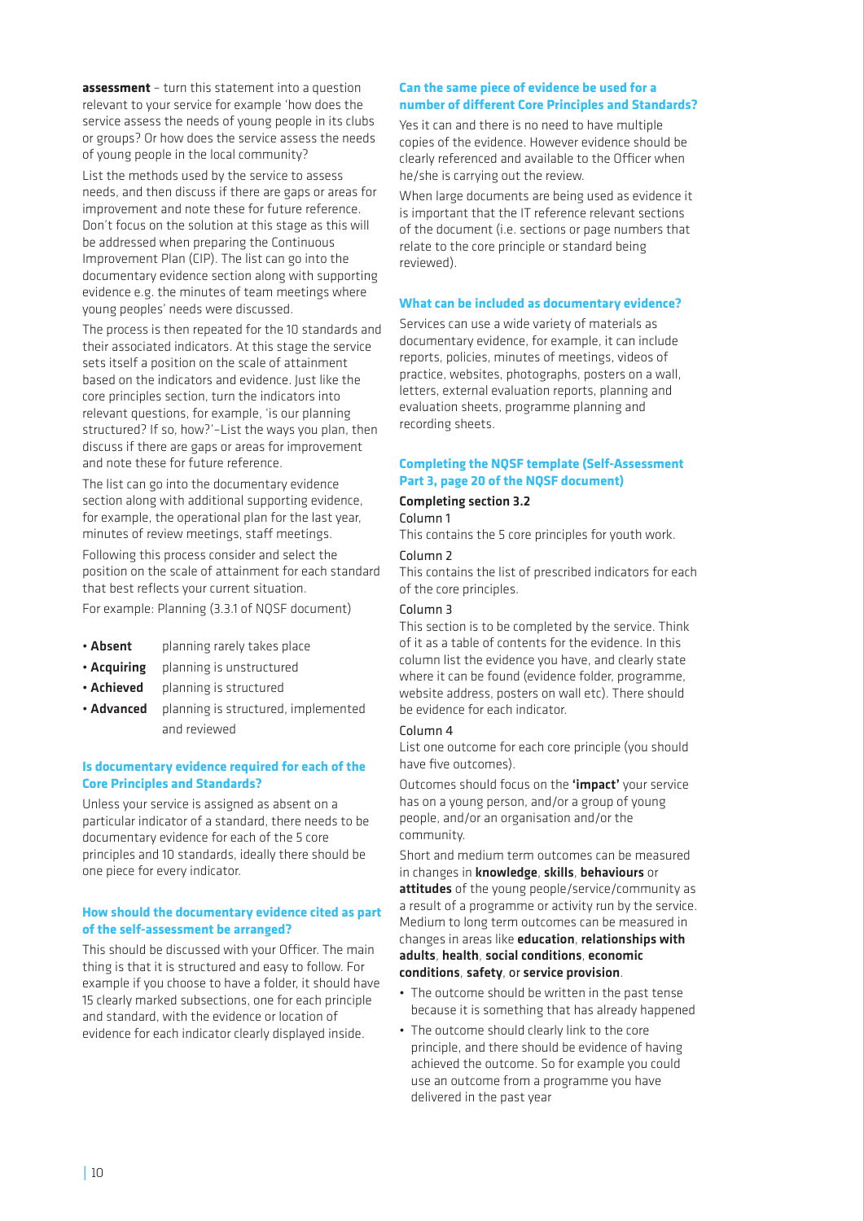**assessment** – turn this statement into a question relevant to your service for example 'how does the service assess the needs of young people in its clubs or groups? Or how does the service assess the needs of young people in the local community?

List the methods used by the service to assess needs, and then discuss if there are gaps or areas for improvement and note these for future reference. Don't focus on the solution at this stage as this will be addressed when preparing the Continuous Improvement Plan (CIP). The list can go into the documentary evidence section along with supporting evidence e.g. the minutes of team meetings where young peoples' needs were discussed.

The process is then repeated for the 10 standards and their associated indicators. At this stage the service sets itself a position on the scale of attainment based on the indicators and evidence. Just like the core principles section, turn the indicators into relevant questions, for example, 'is our planning structured? If so, how?'–List the ways you plan, then discuss if there are gaps or areas for improvement and note these for future reference.

The list can go into the documentary evidence section along with additional supporting evidence, for example, the operational plan for the last year, minutes of review meetings, staff meetings.

Following this process consider and select the position on the scale of attainment for each standard that best reflects your current situation.

For example: Planning (3.3.1 of NQSF document)

- **Absent** planning rarely takes place
- **Acquiring** planning is unstructured
- **Achieved** planning is structured
- **Advanced** planning is structured, implemented and reviewed

### Is documentary evidence required for each of the Core Principles and Standards?

Unless your service is assigned as absent on a particular indicator of a standard, there needs to be documentary evidence for each of the 5 core principles and 10 standards, ideally there should be one piece for every indicator.

### How should the documentary evidence cited as part of the self-assessment be arranged?

This should be discussed with your Officer. The main thing is that it is structured and easy to follow. For example if you choose to have a folder, it should have 15 clearly marked subsections, one for each principle and standard, with the evidence or location of evidence for each indicator clearly displayed inside.

### Can the same piece of evidence be used for a number of different Core Principles and Standards?

Yes it can and there is no need to have multiple copies of the evidence. However evidence should be clearly referenced and available to the Officer when he/she is carrying out the review.

When large documents are being used as evidence it is important that the IT reference relevant sections of the document (i.e. sections or page numbers that relate to the core principle or standard being reviewed).

### What can be included as documentary evidence?

Services can use a wide variety of materials as documentary evidence, for example, it can include reports, policies, minutes of meetings, videos of practice, websites, photographs, posters on a wall, letters, external evaluation reports, planning and evaluation sheets, programme planning and recording sheets.

### Completing the NQSF template (Self-Assessment Part 3, page 20 of the NQSF document)

#### Completing section 3.2

Column 1

This contains the 5 core principles for youth work.

Column 2

This contains the list of prescribed indicators for each of the core principles.

Column 3

This section is to be completed by the service. Think of it as a table of contents for the evidence. In this column list the evidence you have, and clearly state where it can be found (evidence folder, programme, website address, posters on wall etc). There should be evidence for each indicator.

Column 4

List one outcome for each core principle (you should have five outcomes).

Outcomes should focus on the **'impact'** your service has on a young person, and/or a group of young people, and/or an organisation and/or the community.

Short and medium term outcomes can be measured in changes in **knowledge**, **skills**, **behaviours** or **attitudes** of the young people/service/community as a result of a programme or activity run by the service. Medium to long term outcomes can be measured in changes in areas like **education**, **relationships with adults**, **health**, **social conditions**, **economic conditions**, **safety**, or **service provision**.

- The outcome should be written in the past tense because it is something that has already happened
- The outcome should clearly link to the core principle, and there should be evidence of having achieved the outcome. So for example you could use an outcome from a programme you have delivered in the past year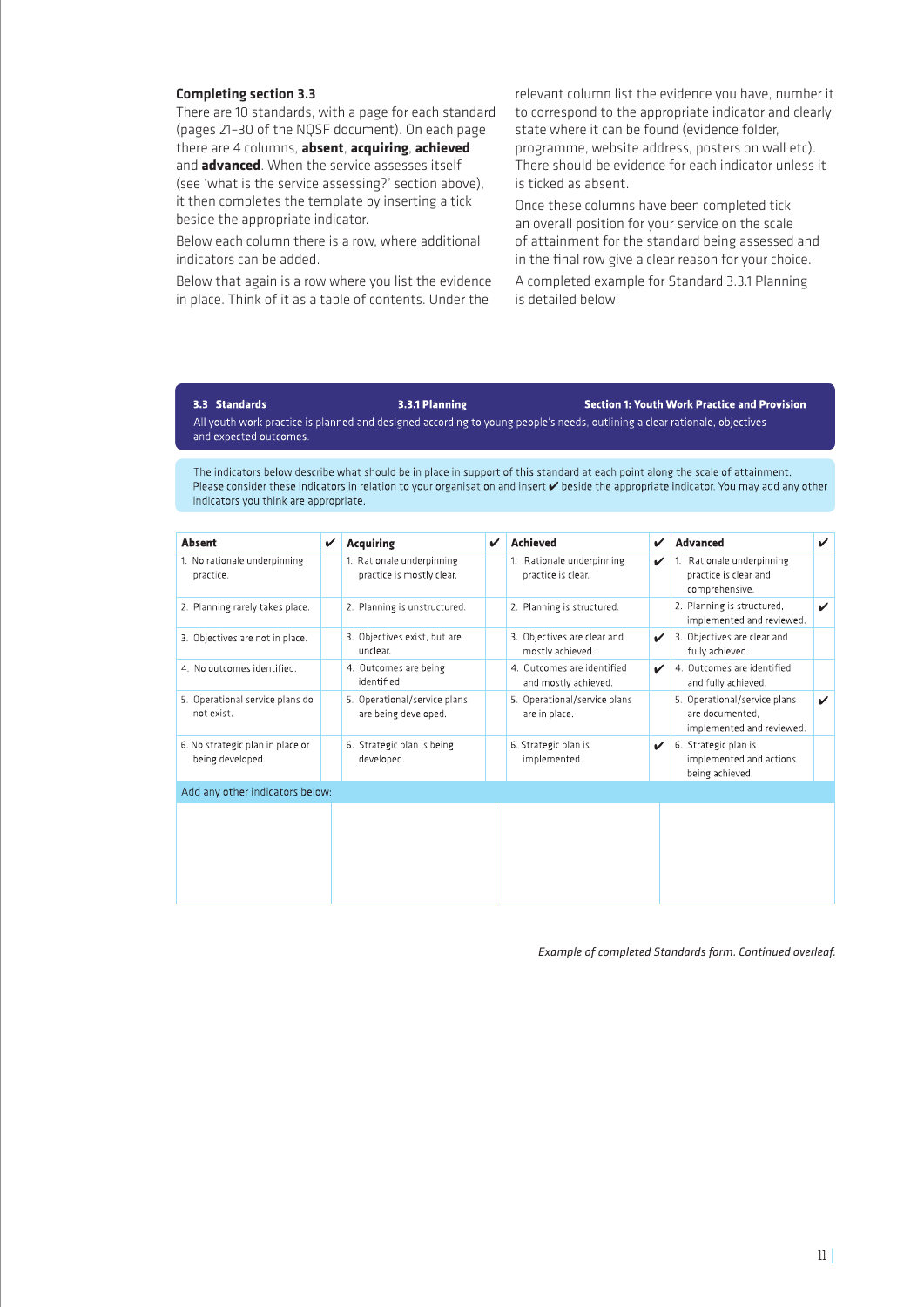### Completing section 3.3

There are 10 standards, with a page for each standard (pages 21–30 of the NQSF document). On each page there are 4 columns, **absent**, **acquiring**, **achieved** and **advanced**. When the service assesses itself (see 'what is the service assessing?' section above), it then completes the template by inserting a tick beside the appropriate indicator.

Below each column there is a row, where additional indicators can be added.

Below that again is a row where you list the evidence in place. Think of it as a table of contents. Under the relevant column list the evidence you have, number it to correspond to the appropriate indicator and clearly state where it can be found (evidence folder, programme, website address, posters on wall etc). There should be evidence for each indicator unless it is ticked as absent.

Once these columns have been completed tick an overall position for your service on the scale of attainment for the standard being assessed and in the final row give a clear reason for your choice.

A completed example for Standard 3.3.1 Planning is detailed below:

**3.3 Standards** | **3.3.1 Planning** | **Section 1: Youth Work Practice and Provision**

All youth work practice is planned and designed according to young people's needs, outlining a clear rationale, objectives and expected outcomes.

The indicators below describe what should be in place in support of this standard at each point along the scale of attainment. Please consider these indicators in relation to your organisation and insert ✔ beside the appropriate indicator. You may add any other indicators you think are appropriate.

| Absent | ✔ | Acquiring | ✔ | Achieved | ✔ | Advanced | ✔ |
|---|---|---|---|---|---|---|---|
| 1. No rationale underpinning practice. | | 1. Rationale underpinning practice is mostly clear. | | 1. Rationale underpinning practice is clear. | ✔ | 1. Rationale underpinning practice is clear and comprehensive. | |
| 2. Planning rarely takes place. | | 2. Planning is unstructured. | | 2. Planning is structured. | | 2. Planning is structured, implemented and reviewed. | ✔ |
| 3. Objectives are not in place. | | 3. Objectives exist, but are unclear. | | 3. Objectives are clear and mostly achieved. | ✔ | 3. Objectives are clear and fully achieved. | |
| 4. No outcomes identified. | | 4. Outcomes are being identified. | | 4. Outcomes are identified and mostly achieved. | ✔ | 4. Outcomes are identified and fully achieved. | |
| 5. Operational service plans do not exist. | | 5. Operational/service plans are being developed. | | 5. Operational/service plans are in place. | | 5. Operational/service plans are documented, implemented and reviewed. | ✔ |
| 6. No strategic plan in place or being developed. | | 6. Strategic plan is being developed. | | 6. Strategic plan is implemented. | ✔ | 6. Strategic plan is implemented and actions being achieved. | |
| Add any other indicators below: | | | | | | | |
| | | | | | | | |

*Example of completed Standards form. Continued overleaf.*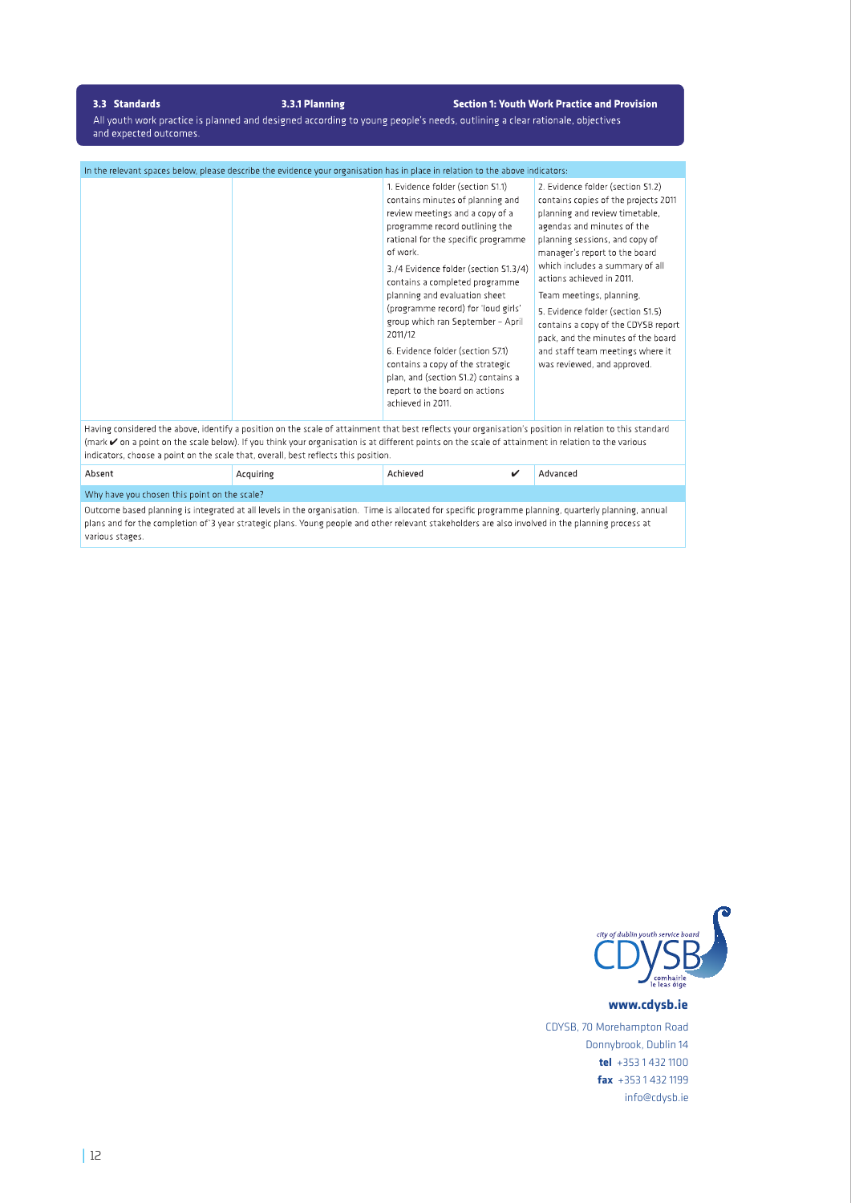**3.3 Standards** | **3.3.1 Planning** | **Section 1: Youth Work Practice and Provision**

All youth work practice is planned and designed according to young people's needs, outlining a clear rationale, objectives and expected outcomes.

| In the relevant spaces below, please describe the evidence your organisation has in place in relation to the above indicators: | | | |
|---|---|---|---|
| | | 1. Evidence folder (section S1.1) contains minutes of planning and review meetings and a copy of a programme record outlining the rational for the specific programme of work.<br><br>3./4 Evidence folder (section S1.3/4) contains a completed programme planning and evaluation sheet (programme record) for 'loud girls' group which ran September – April 2011/12<br><br>6. Evidence folder (section S7.1) contains a copy of the strategic plan, and (section S1.2) contains a report to the board on actions achieved in 2011. | 2. Evidence folder (section S1.2) contains copies of the projects 2011 planning and review timetable, agendas and minutes of the planning sessions, and copy of manager's report to the board which includes a summary of all actions achieved in 2011.<br><br>Team meetings, planning,<br><br>5. Evidence folder (section S1.5) contains a copy of the CDYSB report pack, and the minutes of the board and staff team meetings where it was reviewed, and approved. |

Having considered the above, identify a position on the scale of attainment that best reflects your organisation's position in relation to this standard (mark ✔ on a point on the scale below). If you think your organisation is at different points on the scale of attainment in relation to the various indicators, choose a point on the scale that, overall, best reflects this position.

| Absent | Acquiring | Achieved ✔ | Advanced |
|---|---|---|---|

**Why have you chosen this point on the scale?**

Outcome based planning is integrated at all levels in the organisation. Time is allocated for specific programme planning, quarterly planning, annual plans and for the completion of`3 year strategic plans. Young people and other relevant stakeholders are also involved in the planning process at various stages.

city of dublin youth service board
CDYSB
comhairle le leas óige

**www.cdysb.ie**

CDYSB, 70 Morehampton Road
Donnybrook, Dublin 14
**tel** +353 1 432 1100
**fax** +353 1 432 1199
info@cdysb.ie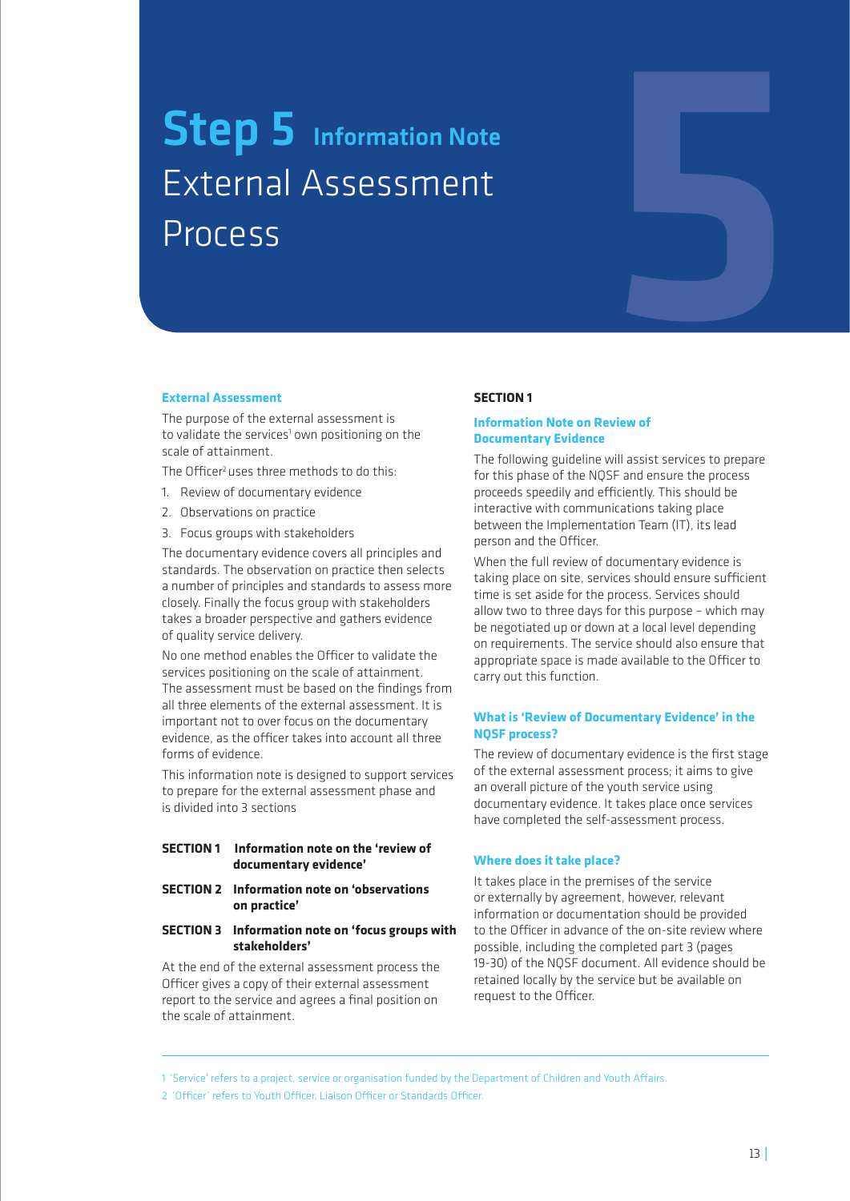# Step 5 Information Note External Assessment Process

### External Assessment

The purpose of the external assessment is to validate the services[1] own positioning on the scale of attainment.

The Officer[2] uses three methods to do this:

1. Review of documentary evidence
2. Observations on practice
3. Focus groups with stakeholders

The documentary evidence covers all principles and standards. The observation on practice then selects a number of principles and standards to assess more closely. Finally the focus group with stakeholders takes a broader perspective and gathers evidence of quality service delivery.

No one method enables the Officer to validate the services positioning on the scale of attainment. The assessment must be based on the findings from all three elements of the external assessment. It is important not to over focus on the documentary evidence, as the officer takes into account all three forms of evidence.

This information note is designed to support services to prepare for the external assessment phase and is divided into 3 sections

**SECTION 1 Information note on the 'review of documentary evidence'**

**SECTION 2 Information note on 'observations on practice'**

**SECTION 3 Information note on 'focus groups with stakeholders'**

At the end of the external assessment process the Officer gives a copy of their external assessment report to the service and agrees a final position on the scale of attainment.

## SECTION 1

### Information Note on Review of Documentary Evidence

The following guideline will assist services to prepare for this phase of the NQSF and ensure the process proceeds speedily and efficiently. This should be interactive with communications taking place between the Implementation Team (IT), its lead person and the Officer.

When the full review of documentary evidence is taking place on site, services should ensure sufficient time is set aside for the process. Services should allow two to three days for this purpose – which may be negotiated up or down at a local level depending on requirements. The service should also ensure that appropriate space is made available to the Officer to carry out this function.

### What is 'Review of Documentary Evidence' in the NQSF process?

The review of documentary evidence is the first stage of the external assessment process; it aims to give an overall picture of the youth service using documentary evidence. It takes place once services have completed the self-assessment process.

### Where does it take place?

It takes place in the premises of the service or externally by agreement, however, relevant information or documentation should be provided to the Officer in advance of the on-site review where possible, including the completed part 3 (pages 19-30) of the NQSF document. All evidence should be retained locally by the service but be available on request to the Officer.

---

1 'Service' refers to a project, service or organisation funded by the Department of Children and Youth Affairs.

2 'Officer' refers to Youth Officer, Liaison Officer or Standards Officer.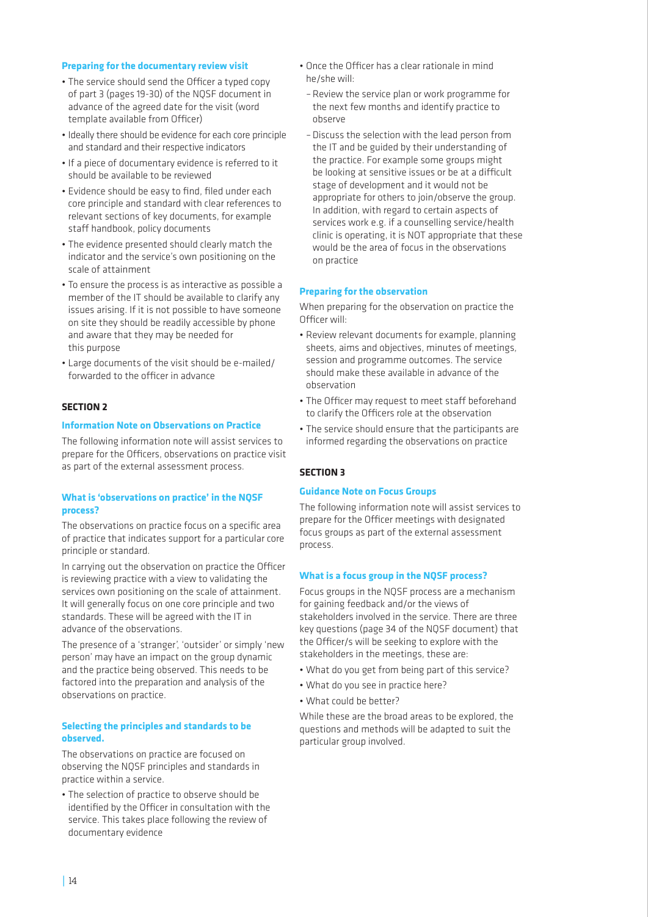### Preparing for the documentary review visit

- The service should send the Officer a typed copy of part 3 (pages 19-30) of the NQSF document in advance of the agreed date for the visit (word template available from Officer)
- Ideally there should be evidence for each core principle and standard and their respective indicators
- If a piece of documentary evidence is referred to it should be available to be reviewed
- Evidence should be easy to find, filed under each core principle and standard with clear references to relevant sections of key documents, for example staff handbook, policy documents
- The evidence presented should clearly match the indicator and the service's own positioning on the scale of attainment
- To ensure the process is as interactive as possible a member of the IT should be available to clarify any issues arising. If it is not possible to have someone on site they should be readily accessible by phone and aware that they may be needed for this purpose
- Large documents of the visit should be e-mailed/forwarded to the officer in advance

## SECTION 2

### Information Note on Observations on Practice

The following information note will assist services to prepare for the Officers, observations on practice visit as part of the external assessment process.

### What is 'observations on practice' in the NQSF process?

The observations on practice focus on a specific area of practice that indicates support for a particular core principle or standard.

In carrying out the observation on practice the Officer is reviewing practice with a view to validating the services own positioning on the scale of attainment. It will generally focus on one core principle and two standards. These will be agreed with the IT in advance of the observations.

The presence of a 'stranger', 'outsider' or simply 'new person' may have an impact on the group dynamic and the practice being observed. This needs to be factored into the preparation and analysis of the observations on practice.

### Selecting the principles and standards to be observed.

The observations on practice are focused on observing the NQSF principles and standards in practice within a service.

- The selection of practice to observe should be identified by the Officer in consultation with the service. This takes place following the review of documentary evidence
- Once the Officer has a clear rationale in mind he/she will:
  - Review the service plan or work programme for the next few months and identify practice to observe
  - Discuss the selection with the lead person from the IT and be guided by their understanding of the practice. For example some groups might be looking at sensitive issues or be at a difficult stage of development and it would not be appropriate for others to join/observe the group. In addition, with regard to certain aspects of services work e.g. if a counselling service/health clinic is operating, it is NOT appropriate that these would be the area of focus in the observations on practice

### Preparing for the observation

When preparing for the observation on practice the Officer will:

- Review relevant documents for example, planning sheets, aims and objectives, minutes of meetings, session and programme outcomes. The service should make these available in advance of the observation
- The Officer may request to meet staff beforehand to clarify the Officers role at the observation
- The service should ensure that the participants are informed regarding the observations on practice

## SECTION 3

### Guidance Note on Focus Groups

The following information note will assist services to prepare for the Officer meetings with designated focus groups as part of the external assessment process.

### What is a focus group in the NQSF process?

Focus groups in the NQSF process are a mechanism for gaining feedback and/or the views of stakeholders involved in the service. There are three key questions (page 34 of the NQSF document) that the Officer/s will be seeking to explore with the stakeholders in the meetings, these are:

- What do you get from being part of this service?
- What do you see in practice here?
- What could be better?

While these are the broad areas to be explored, the questions and methods will be adapted to suit the particular group involved.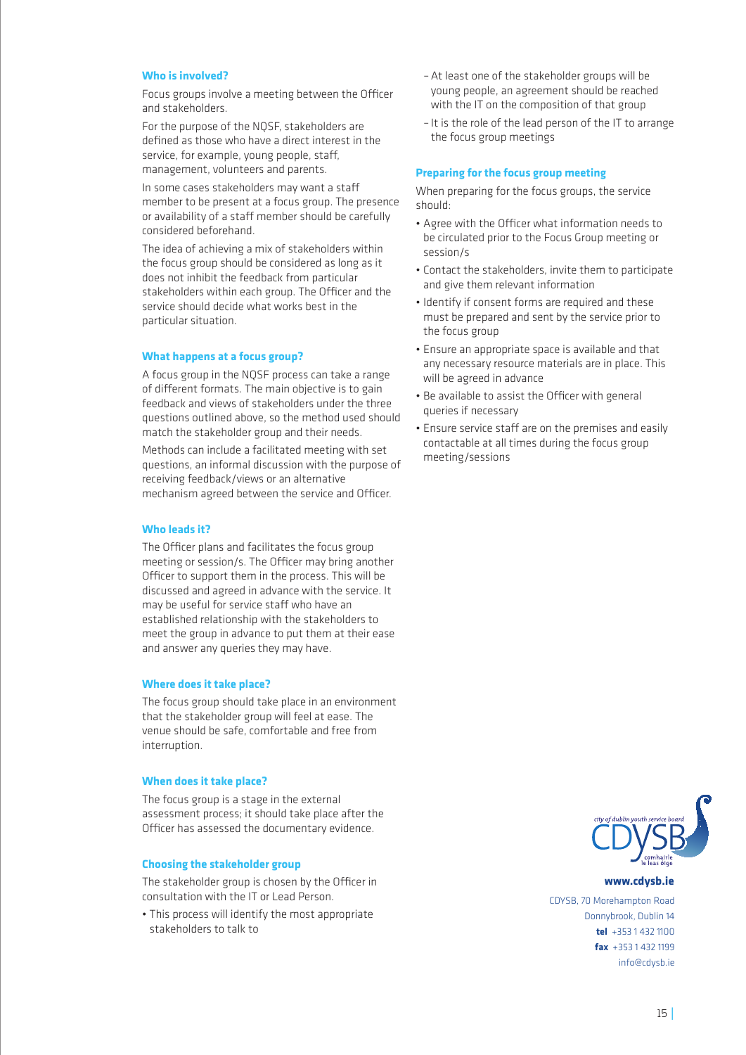### Who is involved?

Focus groups involve a meeting between the Officer and stakeholders.

For the purpose of the NQSF, stakeholders are defined as those who have a direct interest in the service, for example, young people, staff, management, volunteers and parents.

In some cases stakeholders may want a staff member to be present at a focus group. The presence or availability of a staff member should be carefully considered beforehand.

The idea of achieving a mix of stakeholders within the focus group should be considered as long as it does not inhibit the feedback from particular stakeholders within each group. The Officer and the service should decide what works best in the particular situation.

### What happens at a focus group?

A focus group in the NQSF process can take a range of different formats. The main objective is to gain feedback and views of stakeholders under the three questions outlined above, so the method used should match the stakeholder group and their needs.

Methods can include a facilitated meeting with set questions, an informal discussion with the purpose of receiving feedback/views or an alternative mechanism agreed between the service and Officer.

### Who leads it?

The Officer plans and facilitates the focus group meeting or session/s. The Officer may bring another Officer to support them in the process. This will be discussed and agreed in advance with the service. It may be useful for service staff who have an established relationship with the stakeholders to meet the group in advance to put them at their ease and answer any queries they may have.

### Where does it take place?

The focus group should take place in an environment that the stakeholder group will feel at ease. The venue should be safe, comfortable and free from interruption.

### When does it take place?

The focus group is a stage in the external assessment process; it should take place after the Officer has assessed the documentary evidence.

### Choosing the stakeholder group

The stakeholder group is chosen by the Officer in consultation with the IT or Lead Person.

- This process will identify the most appropriate stakeholders to talk to
  - At least one of the stakeholder groups will be young people, an agreement should be reached with the IT on the composition of that group
  - It is the role of the lead person of the IT to arrange the focus group meetings

### Preparing for the focus group meeting

When preparing for the focus groups, the service should:

- Agree with the Officer what information needs to be circulated prior to the Focus Group meeting or session/s
- Contact the stakeholders, invite them to participate and give them relevant information
- Identify if consent forms are required and these must be prepared and sent by the service prior to the focus group
- Ensure an appropriate space is available and that any necessary resource materials are in place. This will be agreed in advance
- Be available to assist the Officer with general queries if necessary
- Ensure service staff are on the premises and easily contactable at all times during the focus group meeting/sessions

city of dublin youth service board CDYSB comhairle le leas óige

**www.cdysb.ie**

CDYSB, 70 Morehampton Road
Donnybrook, Dublin 14
**tel** +353 1 432 1100
**fax** +353 1 432 1199
info@cdysb.ie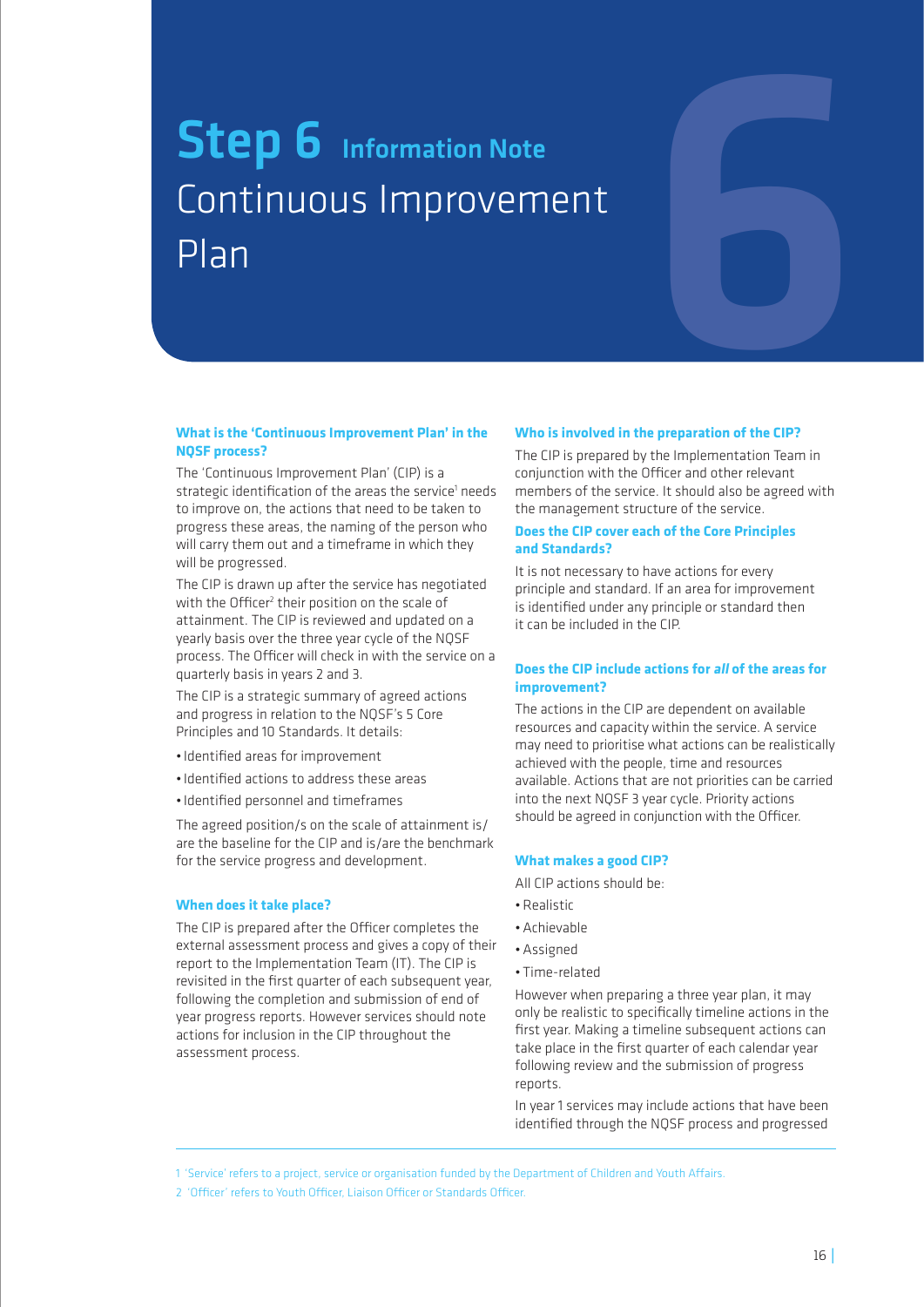# Step 6 Information Note
## Continuous Improvement Plan

### What is the 'Continuous Improvement Plan' in the NQSF process?

The 'Continuous Improvement Plan' (CIP) is a strategic identification of the areas the service[1] needs to improve on, the actions that need to be taken to progress these areas, the naming of the person who will carry them out and a timeframe in which they will be progressed.

The CIP is drawn up after the service has negotiated with the Officer[2] their position on the scale of attainment. The CIP is reviewed and updated on a yearly basis over the three year cycle of the NQSF process. The Officer will check in with the service on a quarterly basis in years 2 and 3.

The CIP is a strategic summary of agreed actions and progress in relation to the NQSF's 5 Core Principles and 10 Standards. It details:

- Identified areas for improvement
- Identified actions to address these areas
- Identified personnel and timeframes

The agreed position/s on the scale of attainment is/are the baseline for the CIP and is/are the benchmark for the service progress and development.

### When does it take place?

The CIP is prepared after the Officer completes the external assessment process and gives a copy of their report to the Implementation Team (IT). The CIP is revisited in the first quarter of each subsequent year, following the completion and submission of end of year progress reports. However services should note actions for inclusion in the CIP throughout the assessment process.

### Who is involved in the preparation of the CIP?

The CIP is prepared by the Implementation Team in conjunction with the Officer and other relevant members of the service. It should also be agreed with the management structure of the service.

### Does the CIP cover each of the Core Principles and Standards?

It is not necessary to have actions for every principle and standard. If an area for improvement is identified under any principle or standard then it can be included in the CIP.

### Does the CIP include actions for *all* of the areas for improvement?

The actions in the CIP are dependent on available resources and capacity within the service. A service may need to prioritise what actions can be realistically achieved with the people, time and resources available. Actions that are not priorities can be carried into the next NQSF 3 year cycle. Priority actions should be agreed in conjunction with the Officer.

### What makes a good CIP?

All CIP actions should be:

- Realistic
- Achievable
- Assigned
- Time-related

However when preparing a three year plan, it may only be realistic to specifically timeline actions in the first year. Making a timeline subsequent actions can take place in the first quarter of each calendar year following review and the submission of progress reports.

In year 1 services may include actions that have been identified through the NQSF process and progressed

---

1 'Service' refers to a project, service or organisation funded by the Department of Children and Youth Affairs.

2 'Officer' refers to Youth Officer, Liaison Officer or Standards Officer.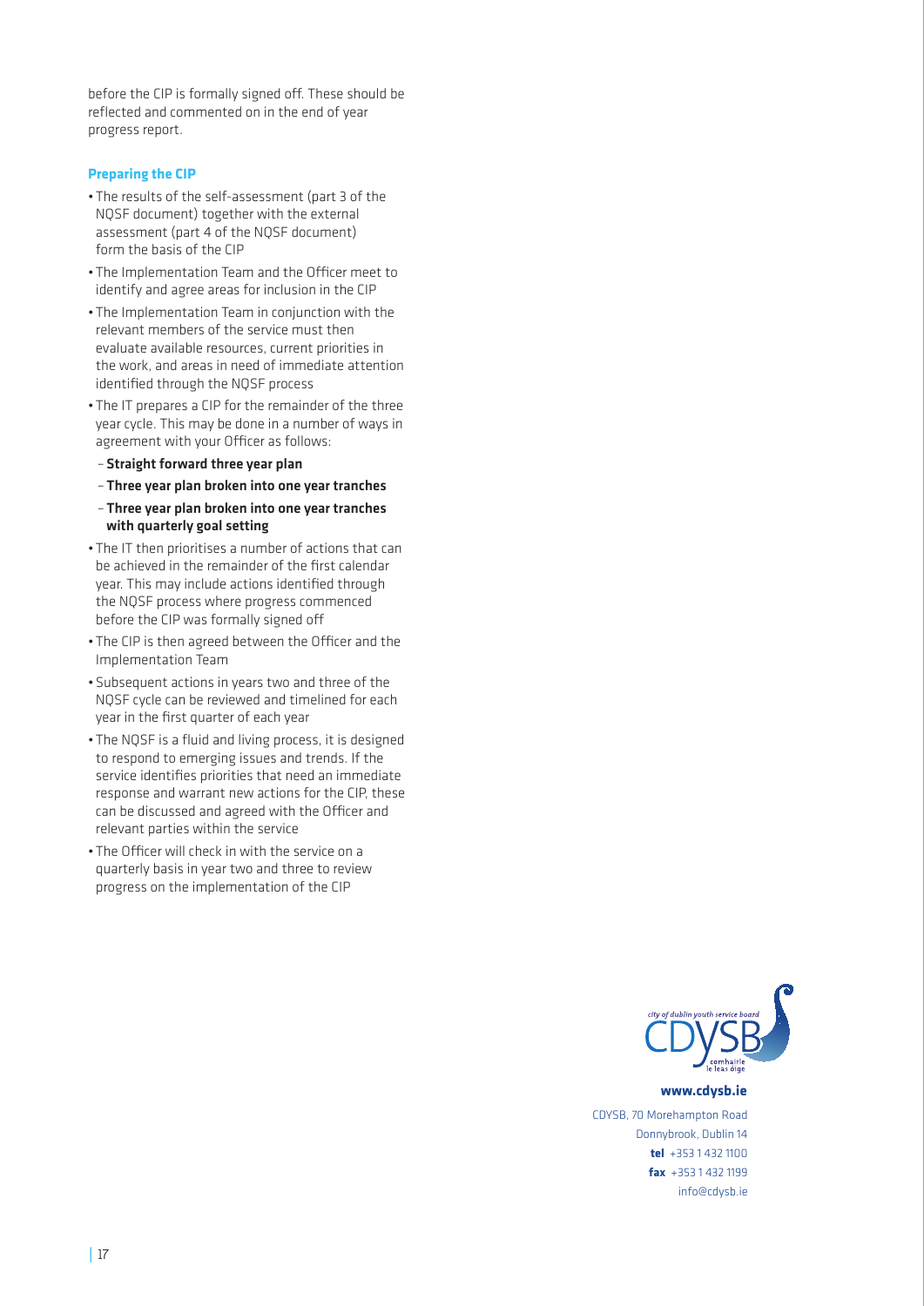before the CIP is formally signed off. These should be reflected and commented on in the end of year progress report.

### Preparing the CIP

- The results of the self-assessment (part 3 of the NQSF document) together with the external assessment (part 4 of the NQSF document) form the basis of the CIP
- The Implementation Team and the Officer meet to identify and agree areas for inclusion in the CIP
- The Implementation Team in conjunction with the relevant members of the service must then evaluate available resources, current priorities in the work, and areas in need of immediate attention identified through the NQSF process
- The IT prepares a CIP for the remainder of the three year cycle. This may be done in a number of ways in agreement with your Officer as follows:
  - **Straight forward three year plan**
  - **Three year plan broken into one year tranches**
  - **Three year plan broken into one year tranches with quarterly goal setting**
- The IT then prioritises a number of actions that can be achieved in the remainder of the first calendar year. This may include actions identified through the NQSF process where progress commenced before the CIP was formally signed off
- The CIP is then agreed between the Officer and the Implementation Team
- Subsequent actions in years two and three of the NQSF cycle can be reviewed and timelined for each year in the first quarter of each year
- The NQSF is a fluid and living process, it is designed to respond to emerging issues and trends. If the service identifies priorities that need an immediate response and warrant new actions for the CIP, these can be discussed and agreed with the Officer and relevant parties within the service
- The Officer will check in with the service on a quarterly basis in year two and three to review progress on the implementation of the CIP

city of dublin youth service board
CDYSB
comhairle le leas óige

**www.cdysb.ie**

CDYSB, 70 Morehampton Road
Donnybrook, Dublin 14
**tel** +353 1 432 1100
**fax** +353 1 432 1199
info@cdysb.ie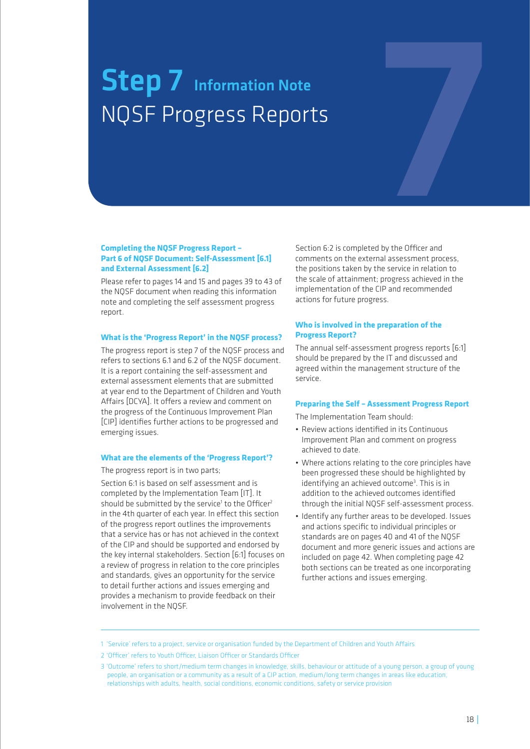# Step 7 Information Note
# NQSF Progress Reports

### Completing the NQSF Progress Report – Part 6 of NQSF Document: Self-Assessment [6.1] and External Assessment [6.2]

Please refer to pages 14 and 15 and pages 39 to 43 of the NQSF document when reading this information note and completing the self assessment progress report.

### What is the 'Progress Report' in the NQSF process?

The progress report is step 7 of the NQSF process and refers to sections 6.1 and 6.2 of the NQSF document. It is a report containing the self-assessment and external assessment elements that are submitted at year end to the Department of Children and Youth Affairs [DCYA]. It offers a review and comment on the progress of the Continuous Improvement Plan [CIP] identifies further actions to be progressed and emerging issues.

### What are the elements of the 'Progress Report'?

The progress report is in two parts;

Section 6:1 is based on self assessment and is completed by the Implementation Team [IT]. It should be submitted by the service[1] to the Officer[2] in the 4th quarter of each year. In effect this section of the progress report outlines the improvements that a service has or has not achieved in the context of the CIP and should be supported and endorsed by the key internal stakeholders. Section [6:1] focuses on a review of progress in relation to the core principles and standards, gives an opportunity for the service to detail further actions and issues emerging and provides a mechanism to provide feedback on their involvement in the NQSF.

Section 6:2 is completed by the Officer and comments on the external assessment process, the positions taken by the service in relation to the scale of attainment; progress achieved in the implementation of the CIP and recommended actions for future progress.

### Who is involved in the preparation of the Progress Report?

The annual self-assessment progress reports [6:1] should be prepared by the IT and discussed and agreed within the management structure of the service.

### Preparing the Self – Assessment Progress Report

The Implementation Team should:

- Review actions identified in its Continuous Improvement Plan and comment on progress achieved to date.
- Where actions relating to the core principles have been progressed these should be highlighted by identifying an achieved outcome[3]. This is in addition to the achieved outcomes identified through the initial NQSF self-assessment process.
- Identify any further areas to be developed. Issues and actions specific to individual principles or standards are on pages 40 and 41 of the NQSF document and more generic issues and actions are included on page 42. When completing page 42 both sections can be treated as one incorporating further actions and issues emerging.

---

1 'Service' refers to a project, service or organisation funded by the Department of Children and Youth Affairs

2 'Officer' refers to Youth Officer, Liaison Officer or Standards Officer

3 'Outcome' refers to short/medium term changes in knowledge, skills, behaviour or attitude of a young person, a group of young people, an organisation or a community as a result of a CIP action, medium/long term changes in areas like education, relationships with adults, health, social conditions, economic conditions, safety or service provision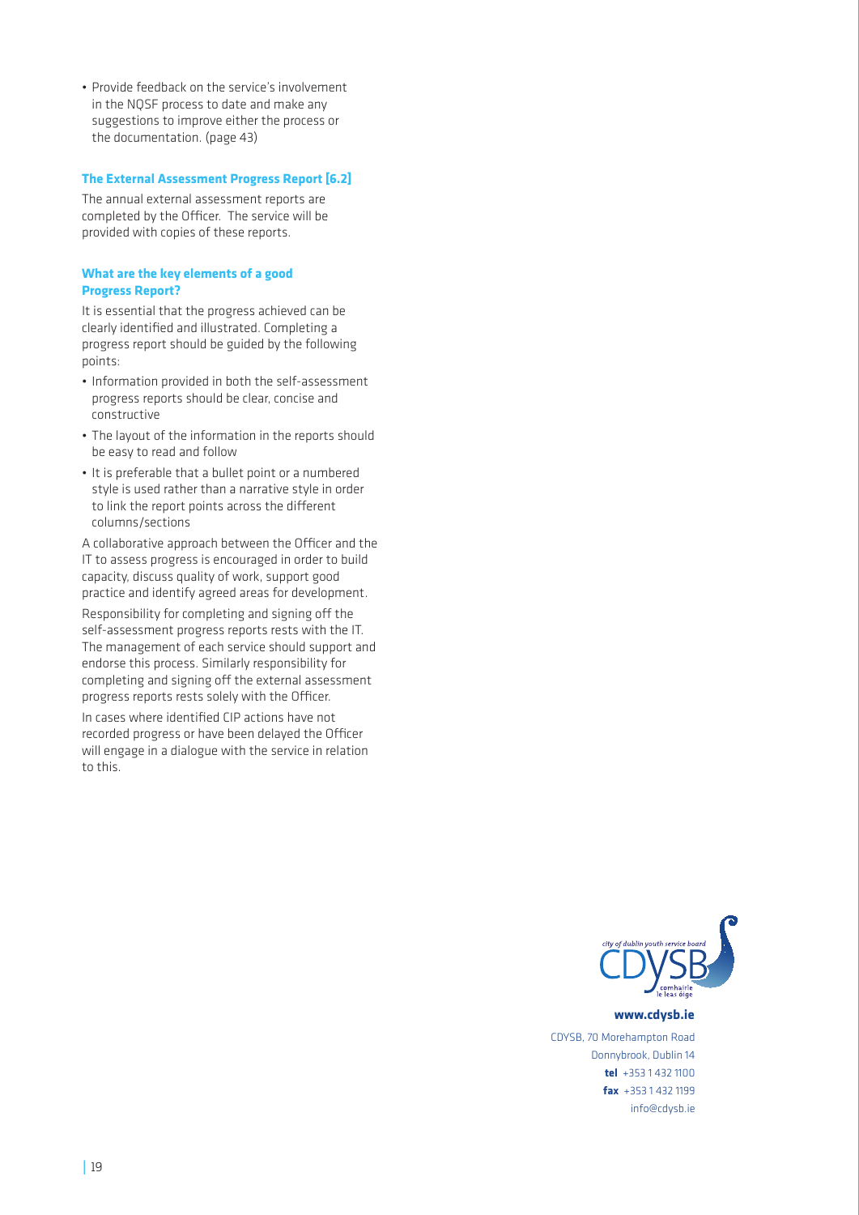- Provide feedback on the service's involvement in the NQSF process to date and make any suggestions to improve either the process or the documentation. (page 43)

### The External Assessment Progress Report [6.2]

The annual external assessment reports are completed by the Officer. The service will be provided with copies of these reports.

### What are the key elements of a good Progress Report?

It is essential that the progress achieved can be clearly identified and illustrated. Completing a progress report should be guided by the following points:

- Information provided in both the self-assessment progress reports should be clear, concise and constructive
- The layout of the information in the reports should be easy to read and follow
- It is preferable that a bullet point or a numbered style is used rather than a narrative style in order to link the report points across the different columns/sections

A collaborative approach between the Officer and the IT to assess progress is encouraged in order to build capacity, discuss quality of work, support good practice and identify agreed areas for development.

Responsibility for completing and signing off the self-assessment progress reports rests with the IT. The management of each service should support and endorse this process. Similarly responsibility for completing and signing off the external assessment progress reports rests solely with the Officer.

In cases where identified CIP actions have not recorded progress or have been delayed the Officer will engage in a dialogue with the service in relation to this.

city of dublin youth service board
CDYSB
comhairle le leas óige

**www.cdysb.ie**

CDYSB, 70 Morehampton Road
Donnybrook, Dublin 14
**tel** +353 1 432 1100
**fax** +353 1 432 1199
info@cdysb.ie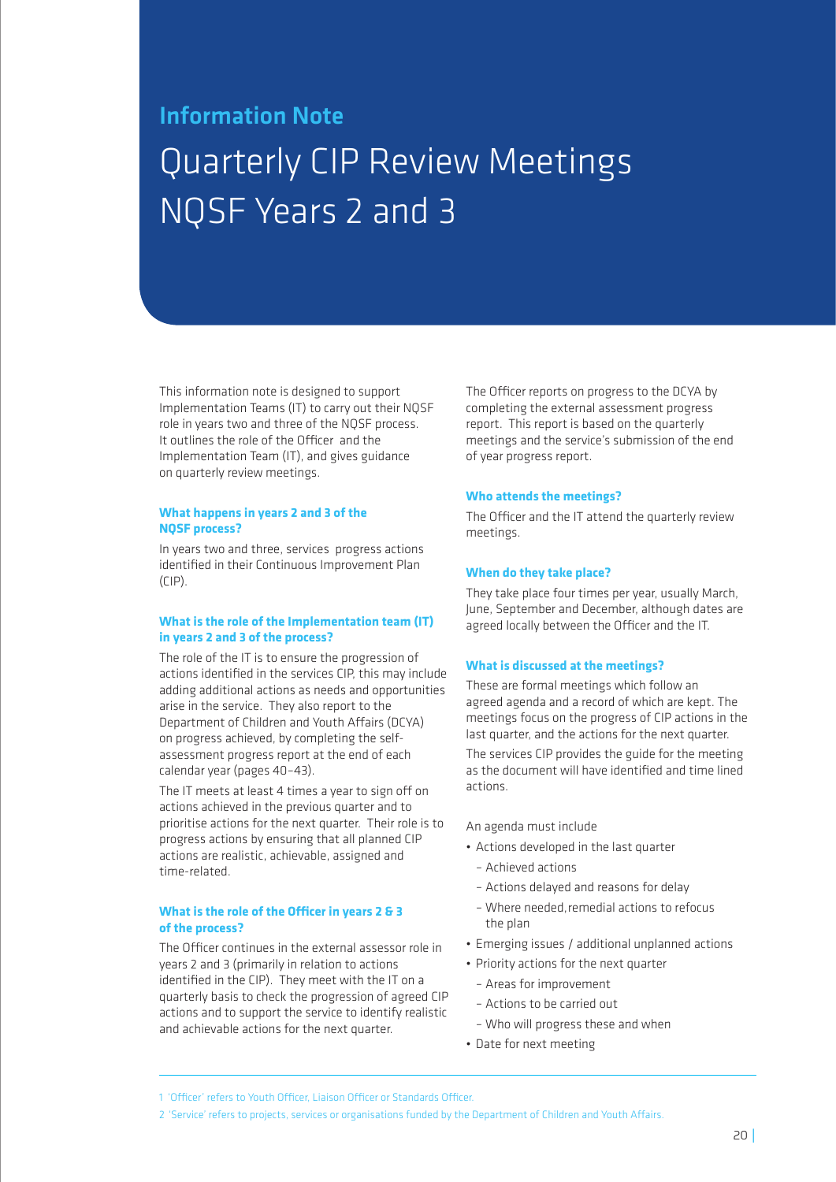## Information Note

# Quarterly CIP Review Meetings NQSF Years 2 and 3

This information note is designed to support Implementation Teams (IT) to carry out their NQSF role in years two and three of the NQSF process. It outlines the role of the Officer and the Implementation Team (IT), and gives guidance on quarterly review meetings.

### What happens in years 2 and 3 of the NQSF process?

In years two and three, services progress actions identified in their Continuous Improvement Plan (CIP).

### What is the role of the Implementation team (IT) in years 2 and 3 of the process?

The role of the IT is to ensure the progression of actions identified in the services CIP, this may include adding additional actions as needs and opportunities arise in the service. They also report to the Department of Children and Youth Affairs (DCYA) on progress achieved, by completing the self-assessment progress report at the end of each calendar year (pages 40–43).

The IT meets at least 4 times a year to sign off on actions achieved in the previous quarter and to prioritise actions for the next quarter. Their role is to progress actions by ensuring that all planned CIP actions are realistic, achievable, assigned and time-related.

### What is the role of the Officer in years 2 & 3 of the process?

The Officer continues in the external assessor role in years 2 and 3 (primarily in relation to actions identified in the CIP). They meet with the IT on a quarterly basis to check the progression of agreed CIP actions and to support the service to identify realistic and achievable actions for the next quarter.

The Officer reports on progress to the DCYA by completing the external assessment progress report. This report is based on the quarterly meetings and the service's submission of the end of year progress report.

### Who attends the meetings?

The Officer and the IT attend the quarterly review meetings.

### When do they take place?

They take place four times per year, usually March, June, September and December, although dates are agreed locally between the Officer and the IT.

### What is discussed at the meetings?

These are formal meetings which follow an agreed agenda and a record of which are kept. The meetings focus on the progress of CIP actions in the last quarter, and the actions for the next quarter.

The services CIP provides the guide for the meeting as the document will have identified and time lined actions.

An agenda must include

- Actions developed in the last quarter
  - Achieved actions
  - Actions delayed and reasons for delay
  - Where needed, remedial actions to refocus the plan
- Emerging issues / additional unplanned actions
- Priority actions for the next quarter
  - Areas for improvement
  - Actions to be carried out
  - Who will progress these and when
- Date for next meeting

---

1 'Officer' refers to Youth Officer, Liaison Officer or Standards Officer.

2 'Service' refers to projects, services or organisations funded by the Department of Children and Youth Affairs.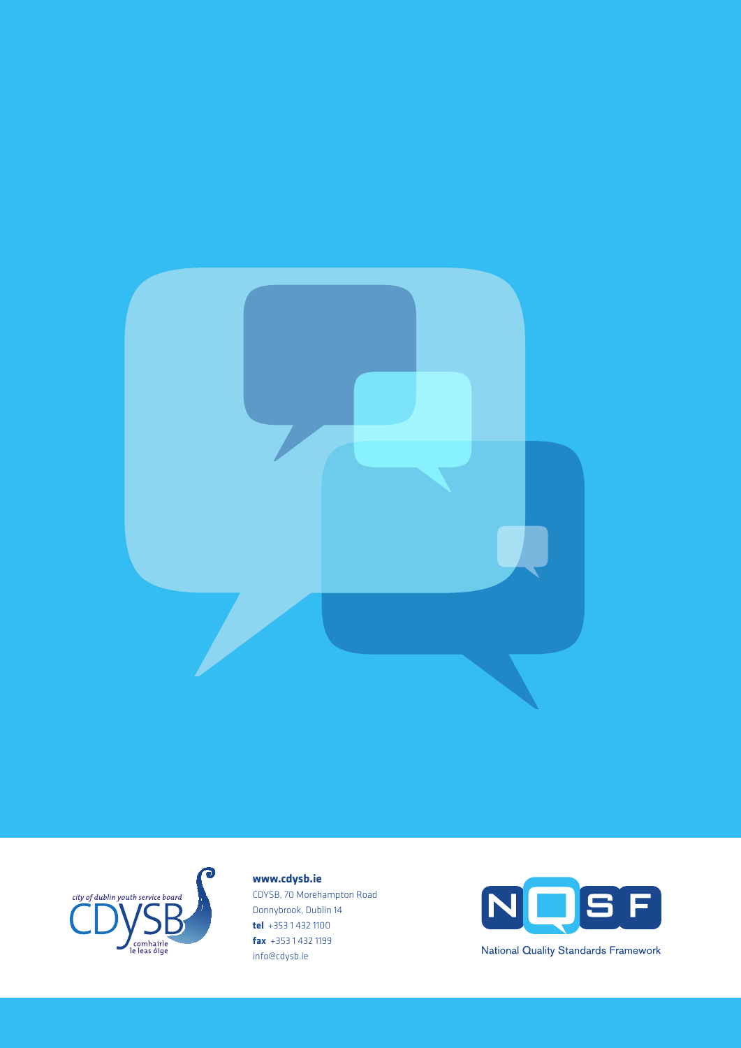**www.cdysb.ie**
CDYSB, 70 Morehampton Road
Donnybrook, Dublin 14
**tel** +353 1 432 1100
**fax** +353 1 432 1199
info@cdysb.ie